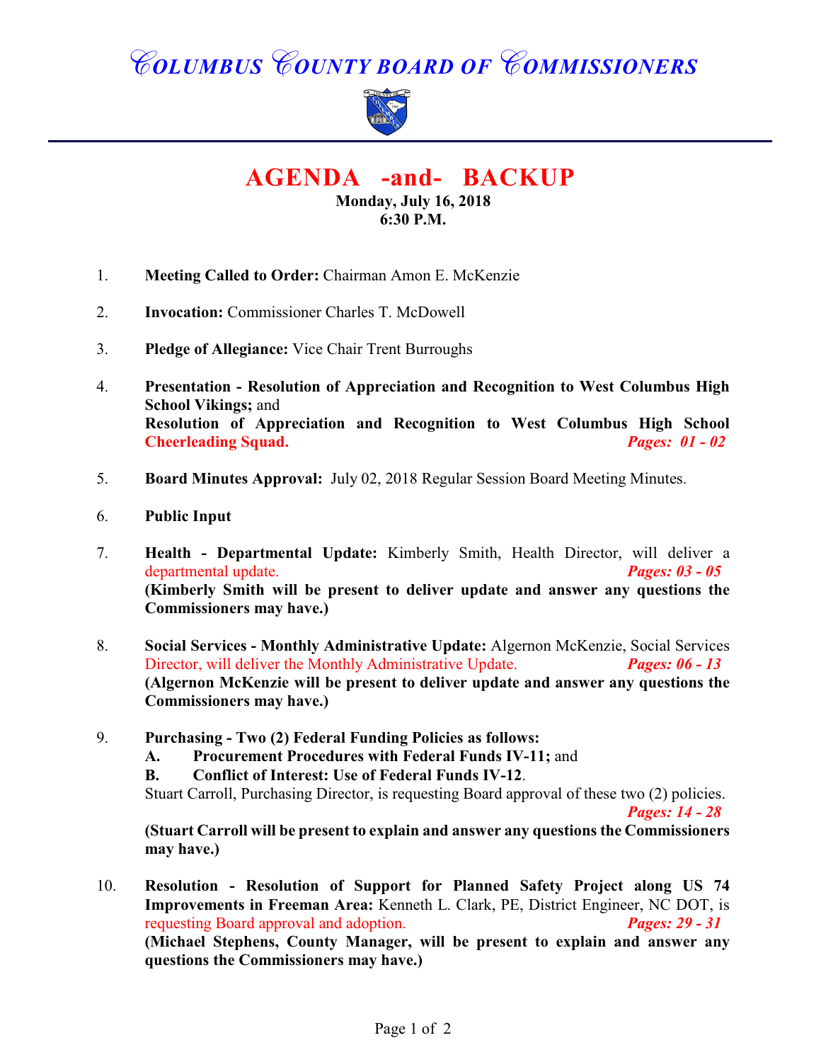# COLUMBUS COUNTY BOARD OF COMMISSIONERS

## AGENDA -and- BACKUP

**Monday, July 16, 2018**
**6:30 P.M.**

1. **Meeting Called to Order:** Chairman Amon E. McKenzie

2. **Invocation:** Commissioner Charles T. McDowell

3. **Pledge of Allegiance:** Vice Chair Trent Burroughs

4. **Presentation - Resolution of Appreciation and Recognition to West Columbus High School Vikings;** and
   **Resolution of Appreciation and Recognition to West Columbus High School Cheerleading Squad.** ***Pages: 01 - 02***

5. **Board Minutes Approval:** July 02, 2018 Regular Session Board Meeting Minutes.

6. **Public Input**

7. **Health - Departmental Update:** Kimberly Smith, Health Director, will deliver a departmental update. ***Pages: 03 - 05***
   **(Kimberly Smith will be present to deliver update and answer any questions the Commissioners may have.)**

8. **Social Services - Monthly Administrative Update:** Algernon McKenzie, Social Services Director, will deliver the Monthly Administrative Update. ***Pages: 06 - 13***
   **(Algernon McKenzie will be present to deliver update and answer any questions the Commissioners may have.)**

9. **Purchasing - Two (2) Federal Funding Policies as follows:**
   **A. Procurement Procedures with Federal Funds IV-11;** and
   **B. Conflict of Interest: Use of Federal Funds IV-12**.
   Stuart Carroll, Purchasing Director, is requesting Board approval of these two (2) policies. ***Pages: 14 - 28***
   **(Stuart Carroll will be present to explain and answer any questions the Commissioners may have.)**

10. **Resolution - Resolution of Support for Planned Safety Project along US 74 Improvements in Freeman Area:** Kenneth L. Clark, PE, District Engineer, NC DOT, is requesting Board approval and adoption. ***Pages: 29 - 31***
    **(Michael Stephens, County Manager, will be present to explain and answer any questions the Commissioners may have.)**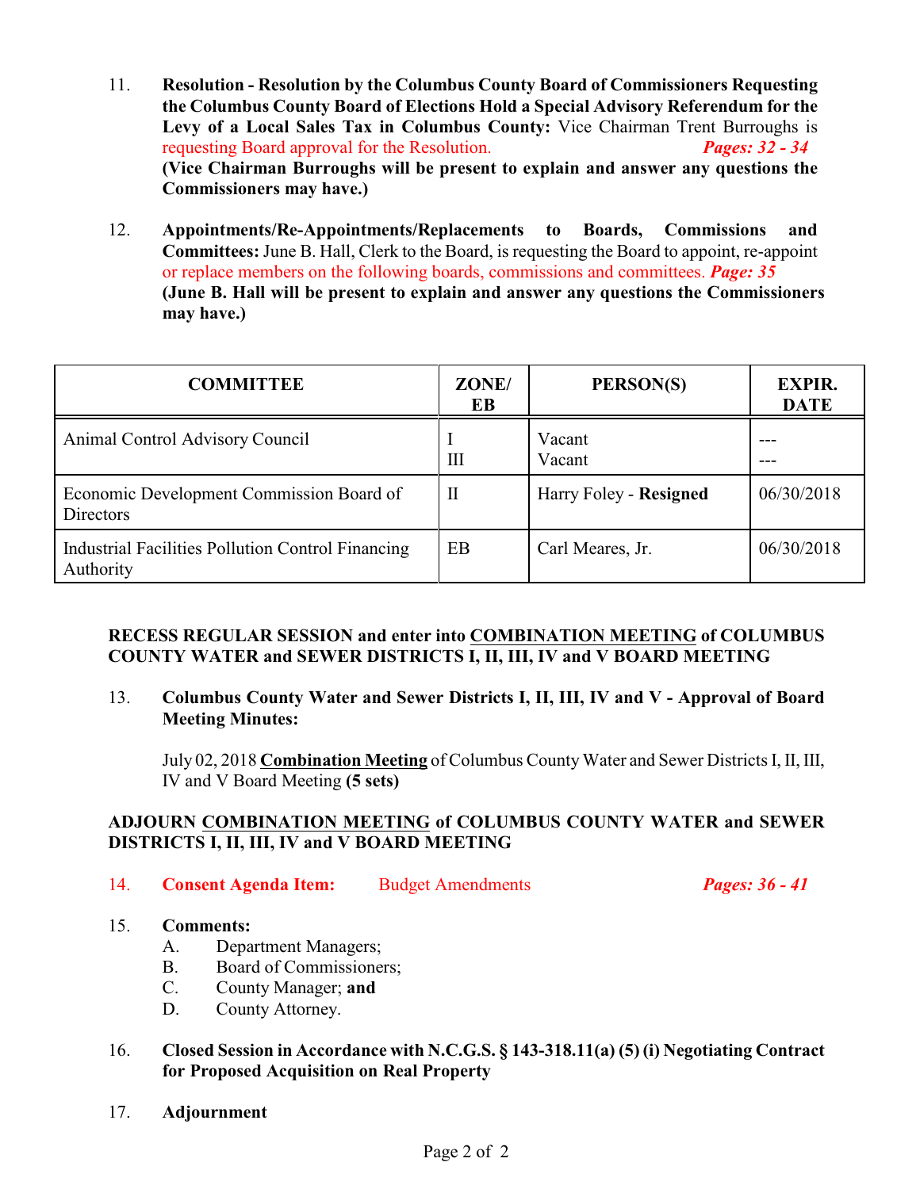11. **Resolution - Resolution by the Columbus County Board of Commissioners Requesting the Columbus County Board of Elections Hold a Special Advisory Referendum for the Levy of a Local Sales Tax in Columbus County:** Vice Chairman Trent Burroughs is requesting Board approval for the Resolution. ***Pages: 32 - 34***
    **(Vice Chairman Burroughs will be present to explain and answer any questions the Commissioners may have.)**

12. **Appointments/Re-Appointments/Replacements to Boards, Commissions and Committees:** June B. Hall, Clerk to the Board, is requesting the Board to appoint, re-appoint or replace members on the following boards, commissions and committees. ***Page: 35***
    **(June B. Hall will be present to explain and answer any questions the Commissioners may have.)**

| COMMITTEE | ZONE/ EB | PERSON(S) | EXPIR. DATE |
|---|---|---|---|
| Animal Control Advisory Council | I<br>III | Vacant<br>Vacant | ---<br>--- |
| Economic Development Commission Board of Directors | II | Harry Foley - **Resigned** | 06/30/2018 |
| Industrial Facilities Pollution Control Financing Authority | EB | Carl Meares, Jr. | 06/30/2018 |

**RECESS REGULAR SESSION and enter into COMBINATION MEETING of COLUMBUS COUNTY WATER and SEWER DISTRICTS I, II, III, IV and V BOARD MEETING**

13. **Columbus County Water and Sewer Districts I, II, III, IV and V - Approval of Board Meeting Minutes:**

    July 02, 2018 **Combination Meeting** of Columbus County Water and Sewer Districts I, II, III, IV and V Board Meeting **(5 sets)**

**ADJOURN COMBINATION MEETING of COLUMBUS COUNTY WATER and SEWER DISTRICTS I, II, III, IV and V BOARD MEETING**

14. **Consent Agenda Item:** Budget Amendments ***Pages: 36 - 41***

15. **Comments:**
    A. Department Managers;
    B. Board of Commissioners;
    C. County Manager; **and**
    D. County Attorney.

16. **Closed Session in Accordance with N.C.G.S. § 143-318.11(a) (5) (i) Negotiating Contract for Proposed Acquisition on Real Property**

17. **Adjournment**